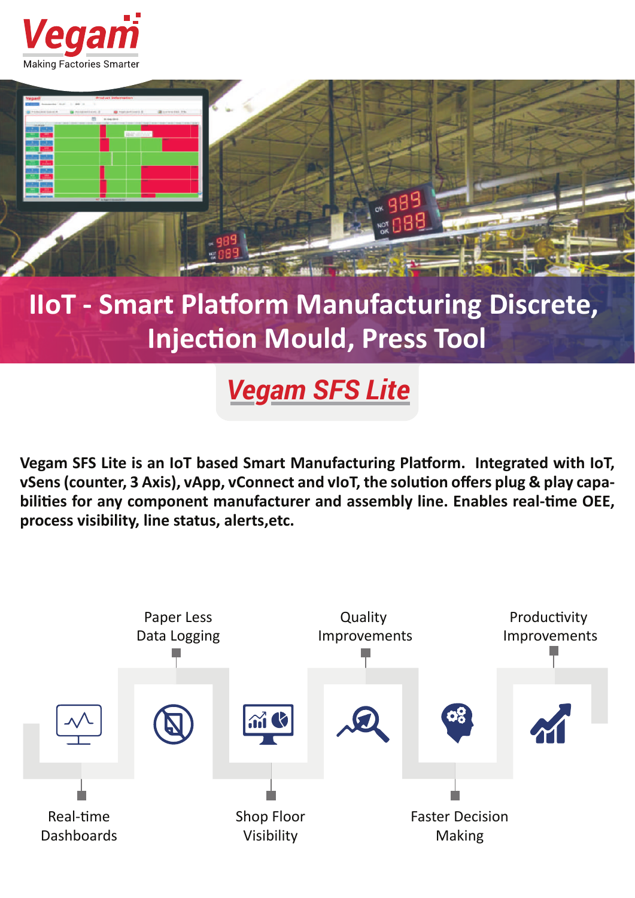Vegam

Making Factories Smarter

# IIoT - Smart Platform Manufacturing Discrete, Injection Mould, Press Tool

## Vegam SFS Lite

**Vegam SFS Lite is an IoT based Smart Manufacturing Platform. Integrated with IoT, vSens (counter, 3 Axis), vApp, vConnect and vIoT, the solution offers plug & play capabilities for any component manufacturer and assembly line. Enables real-time OEE, process visibility, line status, alerts,etc.**

- Real-time Dashboards
- Paper Less Data Logging
- Shop Floor Visibility
- Quality Improvements
- Faster Decision Making
- Productivity Improvements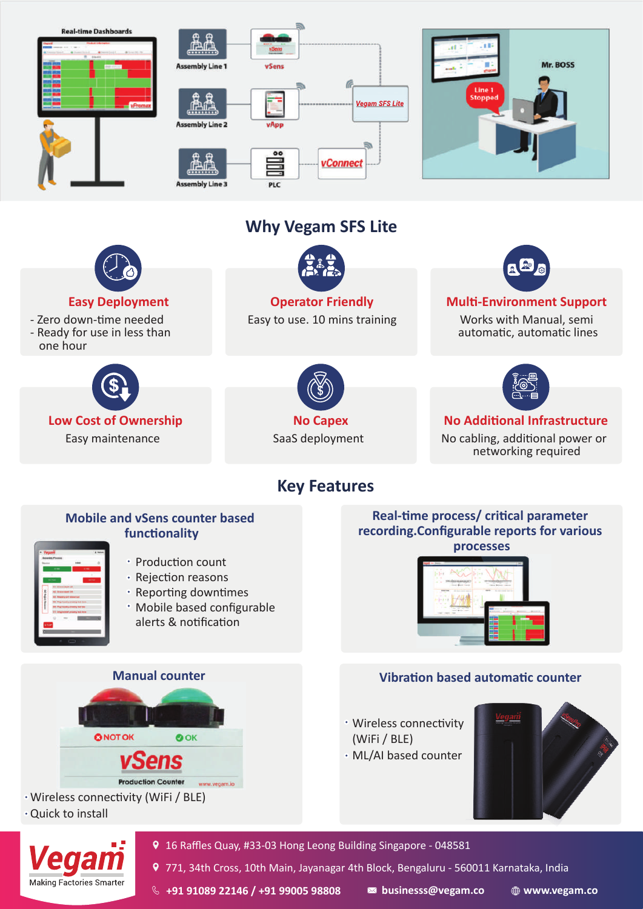Real-time Dashboards

Assembly Line 1

vSens

Assembly Line 2

vApp

Vegam SFS Lite

Assembly Line 3

PLC

vConnect

Mr. BOSS

Line 1 Stopped

## Why Vegam SFS Lite

### Easy Deployment

- Zero down-time needed
- Ready for use in less than one hour

### Operator Friendly

Easy to use. 10 mins training

### Multi-Environment Support

Works with Manual, semi automatic, automatic lines

### Low Cost of Ownership

Easy maintenance

### No Capex

SaaS deployment

### No Additional Infrastructure

No cabling, additional power or networking required

## Key Features

### Mobile and vSens counter based functionality

- Production count
- Rejection reasons
- Reporting downtimes
- Mobile based configurable alerts & notification

### Real-time process/ critical parameter recording.Configurable reports for various processes

### Manual counter

NOT OK

OK

vSens

Production Counter

www.vegam.io

- Wireless connectivity (WiFi / BLE)
- Quick to install

### Vibration based automatic counter

- Wireless connectivity (WiFi / BLE)
- ML/AI based counter

---

**Vegam** — Making Factories Smarter

16 Raffles Quay, #33-03 Hong Leong Building Singapore - 048581

771, 34th Cross, 10th Main, Jayanagar 4th Block, Bengaluru - 560011 Karnataka, India

+91 91089 22146 / +91 99005 98808 | businesss@vegam.co | www.vegam.co